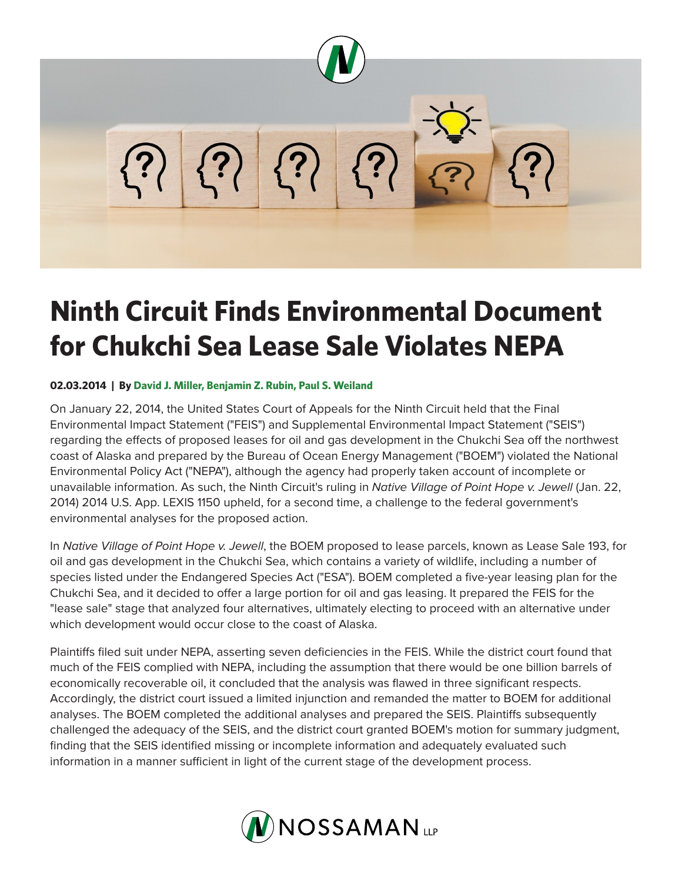# Ninth Circuit Finds Environmental Document for Chukchi Sea Lease Sale Violates NEPA

**02.03.2014 | By David J. Miller, Benjamin Z. Rubin, Paul S. Weiland**

On January 22, 2014, the United States Court of Appeals for the Ninth Circuit held that the Final Environmental Impact Statement ("FEIS") and Supplemental Environmental Impact Statement ("SEIS") regarding the effects of proposed leases for oil and gas development in the Chukchi Sea off the northwest coast of Alaska and prepared by the Bureau of Ocean Energy Management ("BOEM") violated the National Environmental Policy Act ("NEPA"), although the agency had properly taken account of incomplete or unavailable information. As such, the Ninth Circuit's ruling in *Native Village of Point Hope v. Jewell* (Jan. 22, 2014) 2014 U.S. App. LEXIS 1150 upheld, for a second time, a challenge to the federal government's environmental analyses for the proposed action.

In *Native Village of Point Hope v. Jewell*, the BOEM proposed to lease parcels, known as Lease Sale 193, for oil and gas development in the Chukchi Sea, which contains a variety of wildlife, including a number of species listed under the Endangered Species Act ("ESA"). BOEM completed a five-year leasing plan for the Chukchi Sea, and it decided to offer a large portion for oil and gas leasing. It prepared the FEIS for the "lease sale" stage that analyzed four alternatives, ultimately electing to proceed with an alternative under which development would occur close to the coast of Alaska.

Plaintiffs filed suit under NEPA, asserting seven deficiencies in the FEIS. While the district court found that much of the FEIS complied with NEPA, including the assumption that there would be one billion barrels of economically recoverable oil, it concluded that the analysis was flawed in three significant respects. Accordingly, the district court issued a limited injunction and remanded the matter to BOEM for additional analyses. The BOEM completed the additional analyses and prepared the SEIS. Plaintiffs subsequently challenged the adequacy of the SEIS, and the district court granted BOEM's motion for summary judgment, finding that the SEIS identified missing or incomplete information and adequately evaluated such information in a manner sufficient in light of the current stage of the development process.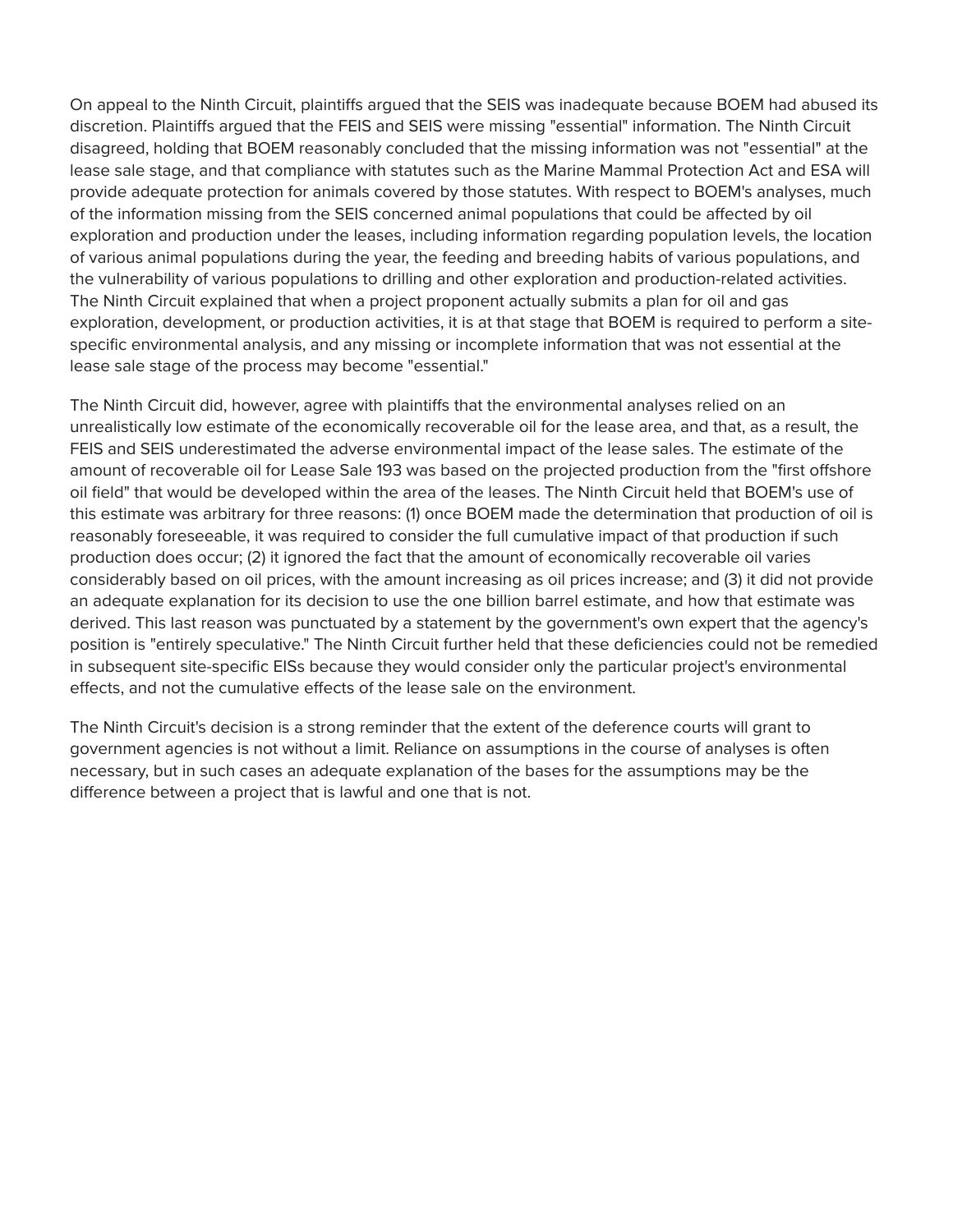On appeal to the Ninth Circuit, plaintiffs argued that the SEIS was inadequate because BOEM had abused its discretion. Plaintiffs argued that the FEIS and SEIS were missing "essential" information. The Ninth Circuit disagreed, holding that BOEM reasonably concluded that the missing information was not "essential" at the lease sale stage, and that compliance with statutes such as the Marine Mammal Protection Act and ESA will provide adequate protection for animals covered by those statutes. With respect to BOEM's analyses, much of the information missing from the SEIS concerned animal populations that could be affected by oil exploration and production under the leases, including information regarding population levels, the location of various animal populations during the year, the feeding and breeding habits of various populations, and the vulnerability of various populations to drilling and other exploration and production-related activities. The Ninth Circuit explained that when a project proponent actually submits a plan for oil and gas exploration, development, or production activities, it is at that stage that BOEM is required to perform a site-specific environmental analysis, and any missing or incomplete information that was not essential at the lease sale stage of the process may become "essential."

The Ninth Circuit did, however, agree with plaintiffs that the environmental analyses relied on an unrealistically low estimate of the economically recoverable oil for the lease area, and that, as a result, the FEIS and SEIS underestimated the adverse environmental impact of the lease sales. The estimate of the amount of recoverable oil for Lease Sale 193 was based on the projected production from the "first offshore oil field" that would be developed within the area of the leases. The Ninth Circuit held that BOEM's use of this estimate was arbitrary for three reasons: (1) once BOEM made the determination that production of oil is reasonably foreseeable, it was required to consider the full cumulative impact of that production if such production does occur; (2) it ignored the fact that the amount of economically recoverable oil varies considerably based on oil prices, with the amount increasing as oil prices increase; and (3) it did not provide an adequate explanation for its decision to use the one billion barrel estimate, and how that estimate was derived. This last reason was punctuated by a statement by the government's own expert that the agency's position is "entirely speculative." The Ninth Circuit further held that these deficiencies could not be remedied in subsequent site-specific EISs because they would consider only the particular project's environmental effects, and not the cumulative effects of the lease sale on the environment.

The Ninth Circuit's decision is a strong reminder that the extent of the deference courts will grant to government agencies is not without a limit. Reliance on assumptions in the course of analyses is often necessary, but in such cases an adequate explanation of the bases for the assumptions may be the difference between a project that is lawful and one that is not.